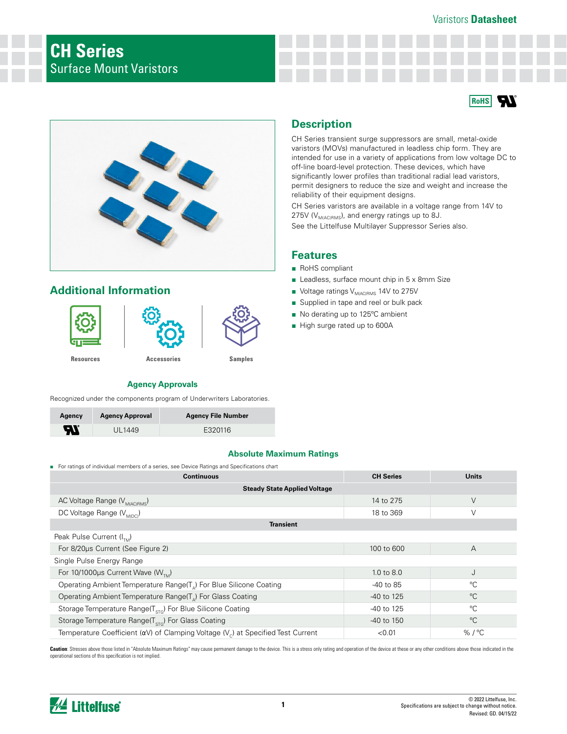Varistors **Datasheet**

# CH Series
## Surface Mount Varistors

## Description

CH Series transient surge suppressors are small, metal-oxide varistors (MOVs) manufactured in leadless chip form. They are intended for use in a variety of applications from low voltage DC to off-line board-level protection. These devices, which have significantly lower profiles than traditional radial lead varistors, permit designers to reduce the size and weight and increase the reliability of their equipment designs.

CH Series varistors are available in a voltage range from 14V to 275V ($V_{M(AC)RMS}$), and energy ratings up to 8J.

See the Littelfuse Multilayer Suppressor Series also.

## Features

- RoHS compliant
- Leadless, surface mount chip in 5 x 8mm Size
- Voltage ratings $V_{M(AC)RMS}$ 14V to 275V
- Supplied in tape and reel or bulk pack
- No derating up to 125ºC ambient
- High surge rated up to 600A

## Additional Information

Resources | Accessories | Samples

### Agency Approvals

Recognized under the components program of Underwriters Laboratories.

| Agency | Agency Approval | Agency File Number |
| --- | --- | --- |
| UL | UL1449 | E320116 |

### Absolute Maximum Ratings

- For ratings of individual members of a series, see Device Ratings and Specifications chart

| Continuous | CH Series | Units |
| --- | --- | --- |
| **Steady State Applied Voltage** | | |
| AC Voltage Range ($V_{M(AC)RMS}$) | 14 to 275 | V |
| DC Voltage Range ($V_{M(DC)}$) | 18 to 369 | V |
| **Transient** | | |
| Peak Pulse Current ($I_{TM}$) | | |
| For 8/20µs Current (See Figure 2) | 100 to 600 | A |
| Single Pulse Energy Range | | |
| For 10/1000µs Current Wave ($W_{TM}$) | 1.0 to 8.0 | J |
| Operating Ambient Temperature Range($T_A$) For Blue Silicone Coating | -40 to 85 | ºC |
| Operating Ambient Temperature Range($T_A$) For Glass Coating | -40 to 125 | ºC |
| Storage Temperature Range($T_{STG}$) For Blue Silicone Coating | -40 to 125 | ºC |
| Storage Temperature Range($T_{STG}$) For Glass Coating | -40 to 150 | ºC |
| Temperature Coefficient (αV) of Clamping Voltage ($V_C$) at Specified Test Current | <0.01 | % / ºC |

**Caution**: Stresses above those listed in "Absolute Maximum Ratings" may cause permanent damage to the device. This is a stress only rating and operation of the device at these or any other conditions above those indicated in the operational sections of this specification is not implied.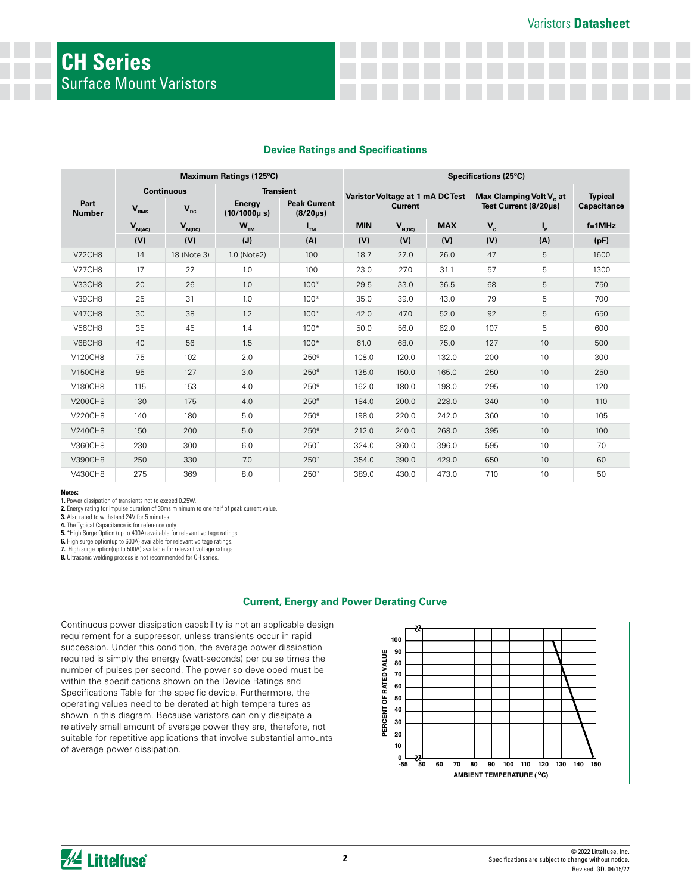# CH Series

## Surface Mount Varistors

### Device Ratings and Specifications

| Part Number | Maximum Ratings (125ºC) | | | | Specifications (25ºC) | | | | | |
|---|---|---|---|---|---|---|---|---|---|---|
| | Continuous | | Transient | | Varistor Voltage at 1 mA DC Test Current | | | Max Clamping Volt $V_C$ at Test Current (8/20μs) | | Typical Capacitance |
| | $V_{RMS}$ | $V_{DC}$ | Energy (10/1000μ s) | Peak Current (8/20μs) | | | | | | |
| | $V_{M(AC)}$ | $V_{M(DC)}$ | $W_{TM}$ | $I_{TM}$ | MIN | $V_{N(DC)}$ | MAX | $V_C$ | $I_P$ | f=1MHz |
| | (V) | (V) | (J) | (A) | (V) | (V) | (V) | (V) | (A) | (pF) |
| V22CH8 | 14 | 18 (Note 3) | 1.0 (Note2) | 100 | 18.7 | 22.0 | 26.0 | 47 | 5 | 1600 |
| V27CH8 | 17 | 22 | 1.0 | 100 | 23.0 | 27.0 | 31.1 | 57 | 5 | 1300 |
| V33CH8 | 20 | 26 | 1.0 | 100* | 29.5 | 33.0 | 36.5 | 68 | 5 | 750 |
| V39CH8 | 25 | 31 | 1.0 | 100* | 35.0 | 39.0 | 43.0 | 79 | 5 | 700 |
| V47CH8 | 30 | 38 | 1.2 | 100* | 42.0 | 47.0 | 52.0 | 92 | 5 | 650 |
| V56CH8 | 35 | 45 | 1.4 | 100* | 50.0 | 56.0 | 62.0 | 107 | 5 | 600 |
| V68CH8 | 40 | 56 | 1.5 | 100* | 61.0 | 68.0 | 75.0 | 127 | 10 | 500 |
| V120CH8 | 75 | 102 | 2.0 | 250[6] | 108.0 | 120.0 | 132.0 | 200 | 10 | 300 |
| V150CH8 | 95 | 127 | 3.0 | 250[6] | 135.0 | 150.0 | 165.0 | 250 | 10 | 250 |
| V180CH8 | 115 | 153 | 4.0 | 250[6] | 162.0 | 180.0 | 198.0 | 295 | 10 | 120 |
| V200CH8 | 130 | 175 | 4.0 | 250[6] | 184.0 | 200.0 | 228.0 | 340 | 10 | 110 |
| V220CH8 | 140 | 180 | 5.0 | 250[6] | 198.0 | 220.0 | 242.0 | 360 | 10 | 105 |
| V240CH8 | 150 | 200 | 5.0 | 250[6] | 212.0 | 240.0 | 268.0 | 395 | 10 | 100 |
| V360CH8 | 230 | 300 | 6.0 | 250[7] | 324.0 | 360.0 | 396.0 | 595 | 10 | 70 |
| V390CH8 | 250 | 330 | 7.0 | 250[7] | 354.0 | 390.0 | 429.0 | 650 | 10 | 60 |
| V430CH8 | 275 | 369 | 8.0 | 250[7] | 389.0 | 430.0 | 473.0 | 710 | 10 | 50 |

**Notes:**

**1.** Power dissipation of transients not to exceed 0.25W.
**2.** Energy rating for impulse duration of 30ms minimum to one half of peak current value.
**3.** Also rated to withstand 24V for 5 minutes.
**4.** The Typical Capacitance is for reference only.
**5.** *High Surge Option (up to 400A) available for relevant voltage ratings.
**6.** High surge option(up to 600A) available for relevant voltage ratings.
**7.** High surge option(up to 500A) available for relevant voltage ratings.
**8.** Ultrasonic welding process is not recommended for CH series.

### Current, Energy and Power Derating Curve

Continuous power dissipation capability is not an applicable design requirement for a suppressor, unless transients occur in rapid succession. Under this condition, the average power dissipation required is simply the energy (watt-seconds) per pulse times the number of pulses per second. The power so developed must be within the specifications shown on the Device Ratings and Specifications Table for the specific device. Furthermore, the operating values need to be derated at high tempera tures as shown in this diagram. Because varistors can only dissipate a relatively small amount of average power they are, therefore, not suitable for repetitive applications that involve substantial amounts of average power dissipation.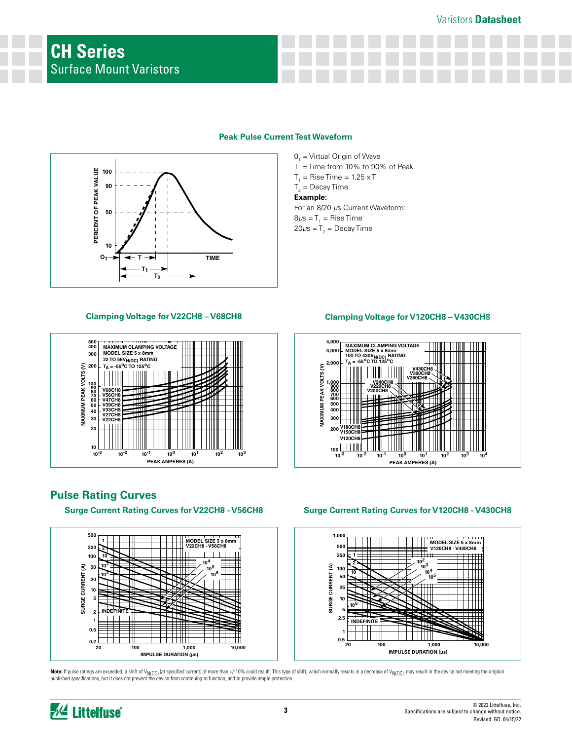# CH Series

## Surface Mount Varistors

### Peak Pulse Current Test Waveform

$0_1$ = Virtual Origin of Wave

T = Time from 10% to 90% of Peak

$T_1$ = Rise Time = 1.25 x T

$T_2$ = Decay Time

**Example:**

For an 8/20 $\mu s$ Current Waveform:

$8\mu s = T_1$ = Rise Time

$20\mu s = T_2$ = Decay Time

### Clamping Voltage for V22CH8 – V68CH8

### Clamping Voltage for V120CH8 – V430CH8

## Pulse Rating Curves

### Surge Current Rating Curves for V22CH8 - V56CH8

### Surge Current Rating Curves for V120CH8 - V430CH8

**Note:** If pulse ratings are exceeded, a shift of $V_{N(DC)}$ (at specified current) of more than +/-10% could result. This type of shift, which normally results in a decrease of $V_{N(DC)}$, may result in the device not meeting the original published specifications, but it does not prevent the device from continuing to function, and to provide ample protection.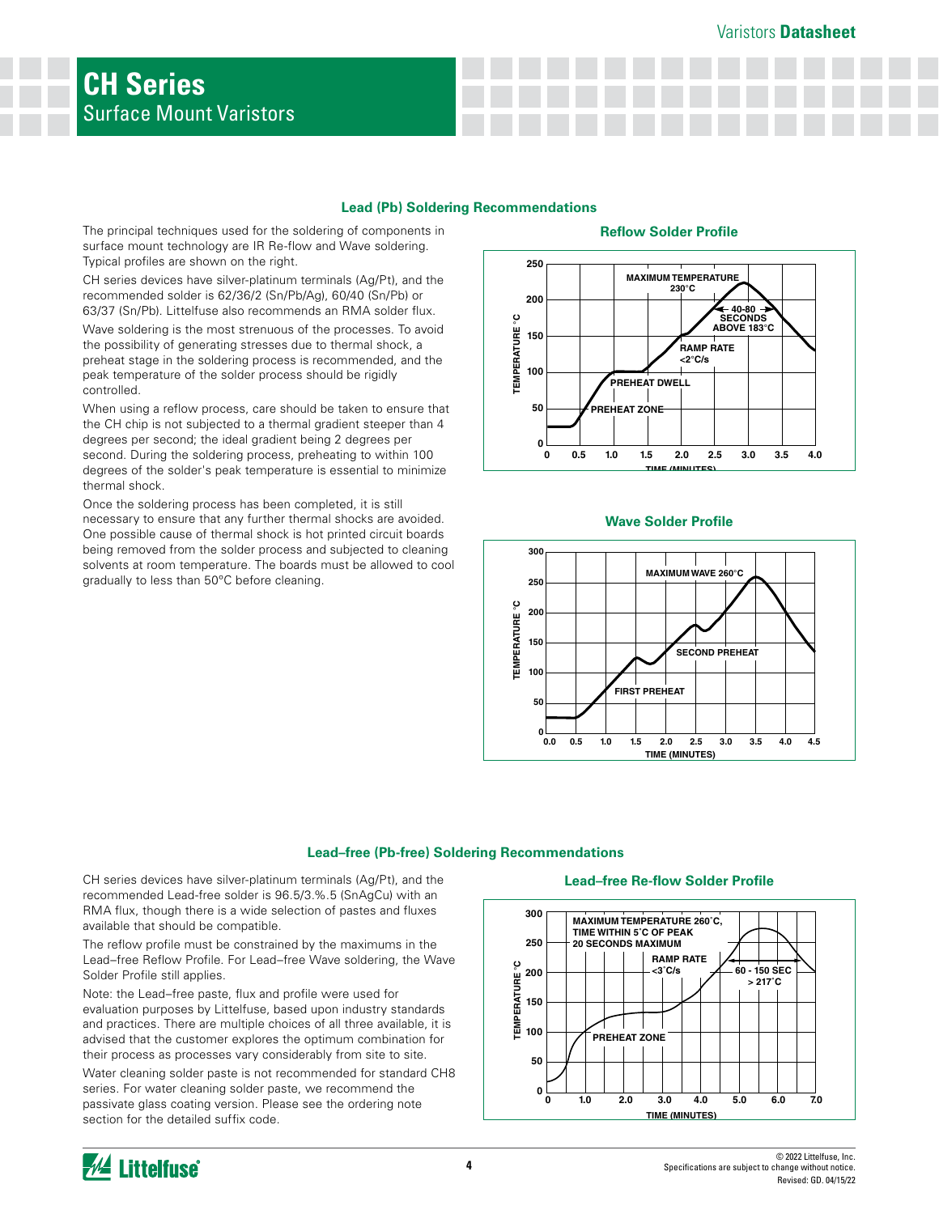## Lead (Pb) Soldering Recommendations

The principal techniques used for the soldering of components in surface mount technology are IR Re-flow and Wave soldering. Typical profiles are shown on the right.

CH series devices have silver-platinum terminals (Ag/Pt), and the recommended solder is 62/36/2 (Sn/Pb/Ag), 60/40 (Sn/Pb) or 63/37 (Sn/Pb). Littelfuse also recommends an RMA solder flux.

Wave soldering is the most strenuous of the processes. To avoid the possibility of generating stresses due to thermal shock, a preheat stage in the soldering process is recommended, and the peak temperature of the solder process should be rigidly controlled.

When using a reflow process, care should be taken to ensure that the CH chip is not subjected to a thermal gradient steeper than 4 degrees per second; the ideal gradient being 2 degrees per second. During the soldering process, preheating to within 100 degrees of the solder's peak temperature is essential to minimize thermal shock.

Once the soldering process has been completed, it is still necessary to ensure that any further thermal shocks are avoided. One possible cause of thermal shock is hot printed circuit boards being removed from the solder process and subjected to cleaning solvents at room temperature. The boards must be allowed to cool gradually to less than 50°C before cleaning.

### Reflow Solder Profile

### Wave Solder Profile

## Lead–free (Pb-free) Soldering Recommendations

CH series devices have silver-platinum terminals (Ag/Pt), and the recommended Lead-free solder is 96.5/3.%.5 (SnAgCu) with an RMA flux, though there is a wide selection of pastes and fluxes available that should be compatible.

The reflow profile must be constrained by the maximums in the Lead–free Reflow Profile. For Lead–free Wave soldering, the Wave Solder Profile still applies.

Note: the Lead–free paste, flux and profile were used for evaluation purposes by Littelfuse, based upon industry standards and practices. There are multiple choices of all three available, it is advised that the customer explores the optimum combination for their process as processes vary considerably from site to site.

Water cleaning solder paste is not recommended for standard CH8 series. For water cleaning solder paste, we recommend the passivate glass coating version. Please see the ordering note section for the detailed suffix code.

### Lead–free Re-flow Solder Profile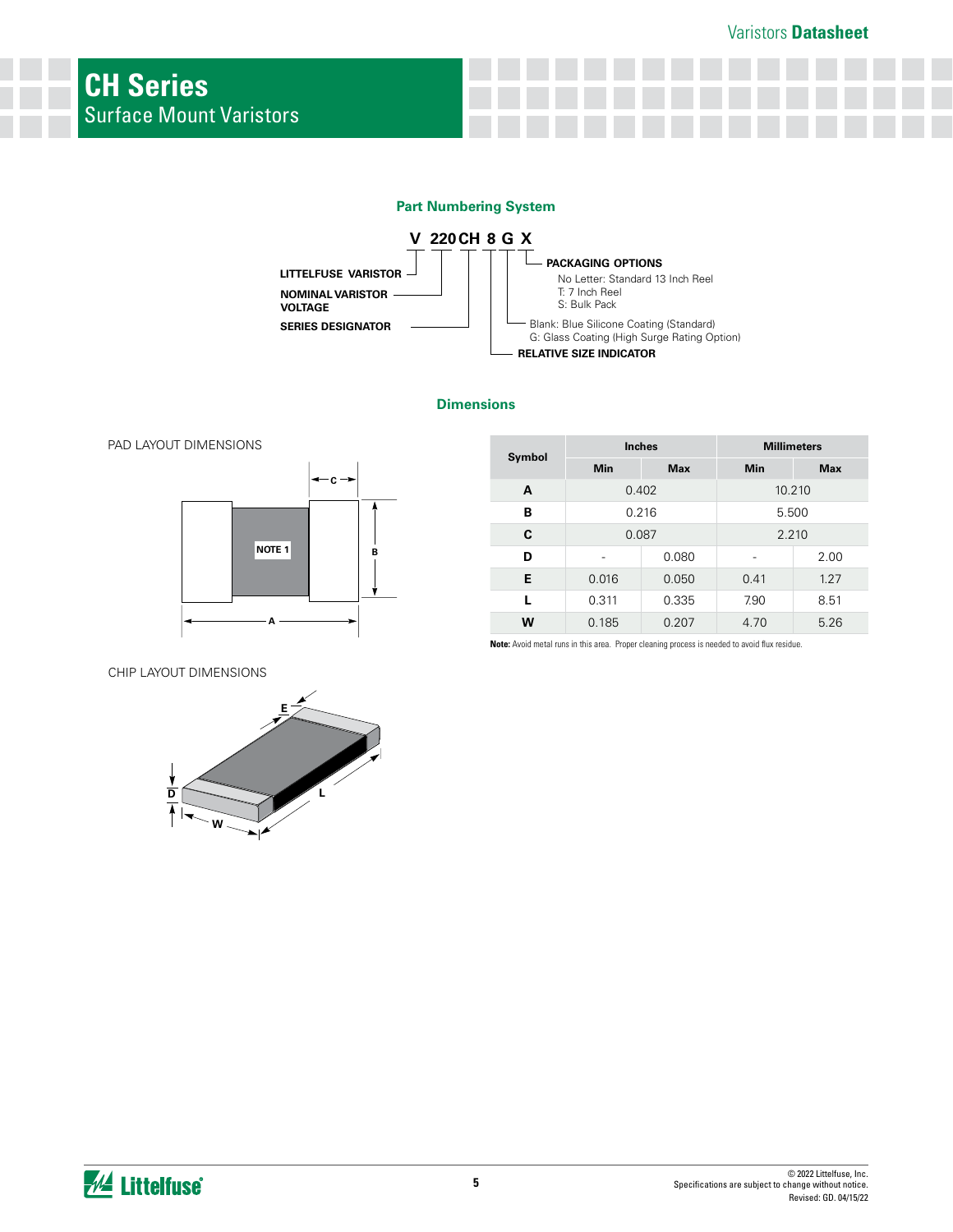# CH Series

Surface Mount Varistors

## Part Numbering System

**V 220 CH 8 G X**

- **LITTELFUSE VARISTOR** — V
- **NOMINAL VARISTOR VOLTAGE** — 220
- **SERIES DESIGNATOR** — CH
- **RELATIVE SIZE INDICATOR** — 8
- G —
  - Blank: Blue Silicone Coating (Standard)
  - G: Glass Coating (High Surge Rating Option)
- **PACKAGING OPTIONS** — X
  - No Letter: Standard 13 Inch Reel
  - T: 7 Inch Reel
  - S: Bulk Pack

## Dimensions

PAD LAYOUT DIMENSIONS

CHIP LAYOUT DIMENSIONS

| Symbol | Inches | | Millimeters | |
|---|---|---|---|---|
| | Min | Max | Min | Max |
| A | 0.402 | | 10.210 | |
| B | 0.216 | | 5.500 | |
| C | 0.087 | | 2.210 | |
| D | - | 0.080 | - | 2.00 |
| E | 0.016 | 0.050 | 0.41 | 1.27 |
| L | 0.311 | 0.335 | 7.90 | 8.51 |
| W | 0.185 | 0.207 | 4.70 | 5.26 |

**Note:** Avoid metal runs in this area. Proper cleaning process is needed to avoid flux residue.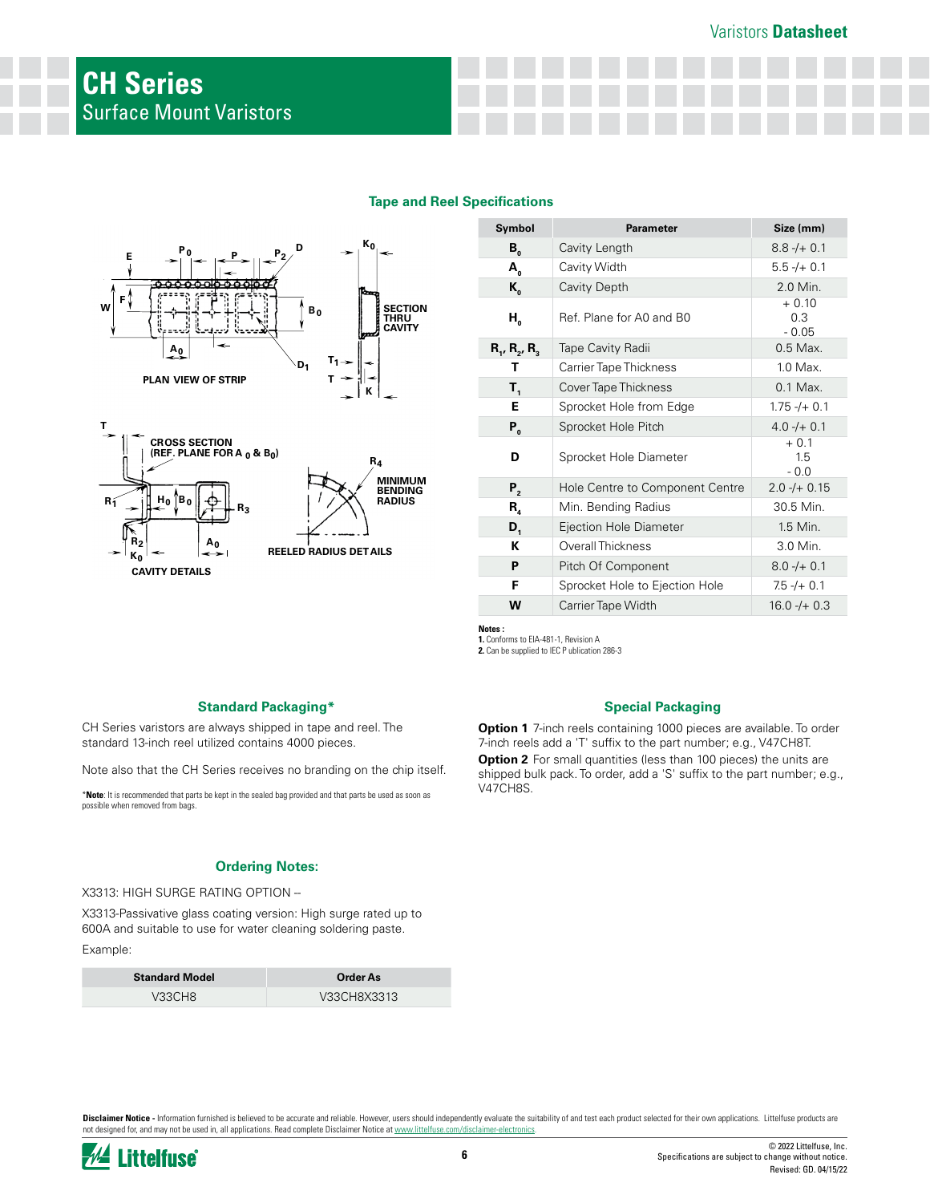# CH Series

Surface Mount Varistors

## Tape and Reel Specifications

PLAN VIEW OF STRIP

SECTION THRU CAVITY

CROSS SECTION (REF. PLANE FOR $A_0$ & $B_0$)

CAVITY DETAILS

MINIMUM BENDING RADIUS

REELED RADIUS DETAILS

| Symbol | Parameter | Size (mm) |
|---|---|---|
| $B_0$ | Cavity Length | 8.8 -/+ 0.1 |
| $A_0$ | Cavity Width | 5.5 -/+ 0.1 |
| $K_0$ | Cavity Depth | 2.0 Min. |
| $H_0$ | Ref. Plane for A0 and B0 | + 0.10 0.3 - 0.05 |
| $R_1$, $R_2$, $R_3$ | Tape Cavity Radii | 0.5 Max. |
| T | Carrier Tape Thickness | 1.0 Max. |
| $T_1$ | Cover Tape Thickness | 0.1 Max. |
| E | Sprocket Hole from Edge | 1.75 -/+ 0.1 |
| $P_0$ | Sprocket Hole Pitch | 4.0 -/+ 0.1 |
| D | Sprocket Hole Diameter | + 0.1 1.5 - 0.0 |
| $P_2$ | Hole Centre to Component Centre | 2.0 -/+ 0.15 |
| $R_4$ | Min. Bending Radius | 30.5 Min. |
| $D_1$ | Ejection Hole Diameter | 1.5 Min. |
| K | Overall Thickness | 3.0 Min. |
| P | Pitch Of Component | 8.0 -/+ 0.1 |
| F | Sprocket Hole to Ejection Hole | 7.5 -/+ 0.1 |
| W | Carrier Tape Width | 16.0 -/+ 0.3 |

**Notes :**

**1.** Conforms to EIA-481-1, Revision A

**2.** Can be supplied to IEC P ublication 286-3

## Standard Packaging*

CH Series varistors are always shipped in tape and reel. The standard 13-inch reel utilized contains 4000 pieces.

Note also that the CH Series receives no branding on the chip itself.

***Note**: It is recommended that parts be kept in the sealed bag provided and that parts be used as soon as possible when removed from bags.

## Special Packaging

**Option 1** 7-inch reels containing 1000 pieces are available. To order 7-inch reels add a 'T' suffix to the part number; e.g., V47CH8T.

**Option 2** For small quantities (less than 100 pieces) the units are shipped bulk pack. To order, add a 'S' suffix to the part number; e.g., V47CH8S.

## Ordering Notes:

X3313: HIGH SURGE RATING OPTION --

X3313-Passivative glass coating version: High surge rated up to 600A and suitable to use for water cleaning soldering paste.

Example:

| Standard Model | Order As |
|---|---|
| V33CH8 | V33CH8X3313 |

**Disclaimer Notice -** Information furnished is believed to be accurate and reliable. However, users should independently evaluate the suitability of and test each product selected for their own applications. Littelfuse products are not designed for, and may not be used in, all applications. Read complete Disclaimer Notice at www.littelfuse.com/disclaimer-electronics.

© 2022 Littelfuse, Inc.
Specifications are subject to change without notice.
Revised: GD. 04/15/22